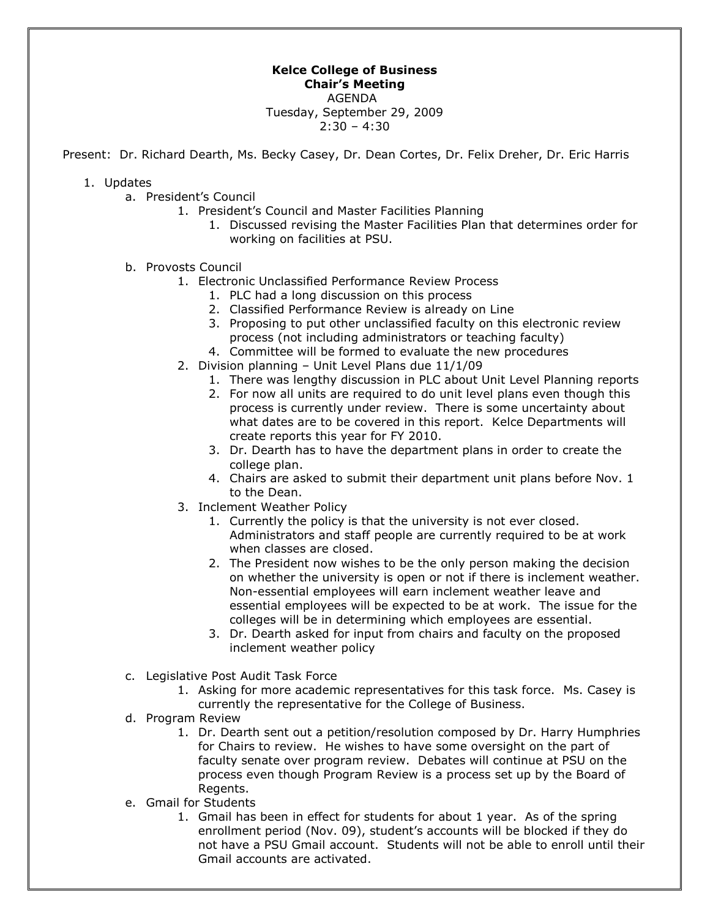**Kelce College of Business**
**Chair's Meeting**
AGENDA
Tuesday, September 29, 2009
2:30 – 4:30

Present: Dr. Richard Dearth, Ms. Becky Casey, Dr. Dean Cortes, Dr. Felix Dreher, Dr. Eric Harris

1. Updates
   a. President's Council
      1. President's Council and Master Facilities Planning
         1. Discussed revising the Master Facilities Plan that determines order for working on facilities at PSU.

   b. Provosts Council
      1. Electronic Unclassified Performance Review Process
         1. PLC had a long discussion on this process
         2. Classified Performance Review is already on Line
         3. Proposing to put other unclassified faculty on this electronic review process (not including administrators or teaching faculty)
         4. Committee will be formed to evaluate the new procedures
      2. Division planning – Unit Level Plans due 11/1/09
         1. There was lengthy discussion in PLC about Unit Level Planning reports
         2. For now all units are required to do unit level plans even though this process is currently under review. There is some uncertainty about what dates are to be covered in this report. Kelce Departments will create reports this year for FY 2010.
         3. Dr. Dearth has to have the department plans in order to create the college plan.
         4. Chairs are asked to submit their department unit plans before Nov. 1 to the Dean.
      3. Inclement Weather Policy
         1. Currently the policy is that the university is not ever closed. Administrators and staff people are currently required to be at work when classes are closed.
         2. The President now wishes to be the only person making the decision on whether the university is open or not if there is inclement weather. Non-essential employees will earn inclement weather leave and essential employees will be expected to be at work. The issue for the colleges will be in determining which employees are essential.
         3. Dr. Dearth asked for input from chairs and faculty on the proposed inclement weather policy

   c. Legislative Post Audit Task Force
      1. Asking for more academic representatives for this task force. Ms. Casey is currently the representative for the College of Business.
   d. Program Review
      1. Dr. Dearth sent out a petition/resolution composed by Dr. Harry Humphries for Chairs to review. He wishes to have some oversight on the part of faculty senate over program review. Debates will continue at PSU on the process even though Program Review is a process set up by the Board of Regents.
   e. Gmail for Students
      1. Gmail has been in effect for students for about 1 year. As of the spring enrollment period (Nov. 09), student's accounts will be blocked if they do not have a PSU Gmail account. Students will not be able to enroll until their Gmail accounts are activated.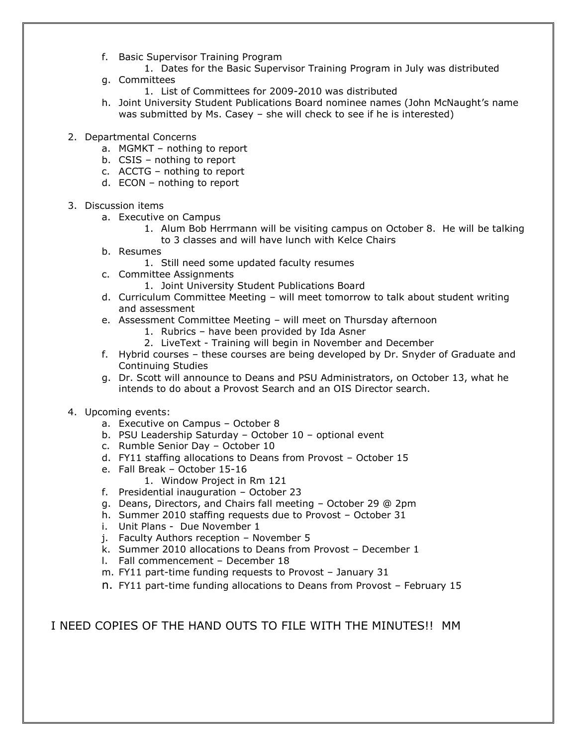f. Basic Supervisor Training Program
    1. Dates for the Basic Supervisor Training Program in July was distributed
g. Committees
    1. List of Committees for 2009-2010 was distributed
h. Joint University Student Publications Board nominee names (John McNaught's name was submitted by Ms. Casey – she will check to see if he is interested)

2. Departmental Concerns
    a. MGMKT – nothing to report
    b. CSIS – nothing to report
    c. ACCTG – nothing to report
    d. ECON – nothing to report

3. Discussion items
    a. Executive on Campus
        1. Alum Bob Herrmann will be visiting campus on October 8. He will be talking to 3 classes and will have lunch with Kelce Chairs
    b. Resumes
        1. Still need some updated faculty resumes
    c. Committee Assignments
        1. Joint University Student Publications Board
    d. Curriculum Committee Meeting – will meet tomorrow to talk about student writing and assessment
    e. Assessment Committee Meeting – will meet on Thursday afternoon
        1. Rubrics – have been provided by Ida Asner
        2. LiveText - Training will begin in November and December
    f. Hybrid courses – these courses are being developed by Dr. Snyder of Graduate and Continuing Studies
    g. Dr. Scott will announce to Deans and PSU Administrators, on October 13, what he intends to do about a Provost Search and an OIS Director search.

4. Upcoming events:
    a. Executive on Campus – October 8
    b. PSU Leadership Saturday – October 10 – optional event
    c. Rumble Senior Day – October 10
    d. FY11 staffing allocations to Deans from Provost – October 15
    e. Fall Break – October 15-16
        1. Window Project in Rm 121
    f. Presidential inauguration – October 23
    g. Deans, Directors, and Chairs fall meeting – October 29 @ 2pm
    h. Summer 2010 staffing requests due to Provost – October 31
    i. Unit Plans - Due November 1
    j. Faculty Authors reception – November 5
    k. Summer 2010 allocations to Deans from Provost – December 1
    l. Fall commencement – December 18
    m. FY11 part-time funding requests to Provost – January 31
    n. FY11 part-time funding allocations to Deans from Provost – February 15

I NEED COPIES OF THE HAND OUTS TO FILE WITH THE MINUTES!! MM